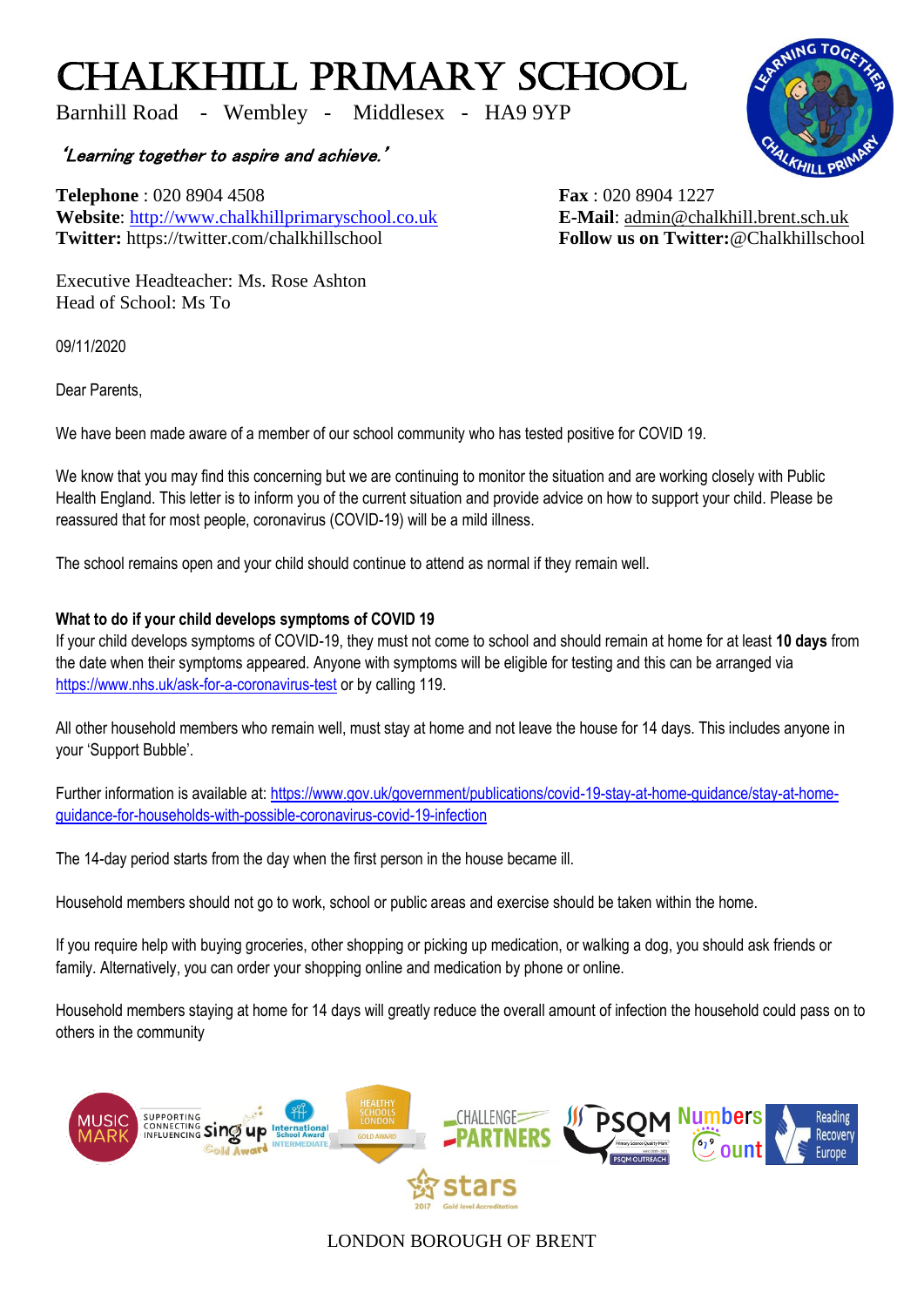# Chalkhill Primary School

Barnhill Road - Wembley - Middlesex - HA9 9YP

*'Learning together to aspire and achieve.'*

**Telephone** : 020 8904 4508
**Website**: http://www.chalkhillprimaryschool.co.uk
**Twitter:** https://twitter.com/chalkhillschool

**Fax** : 020 8904 1227
**E-Mail**: admin@chalkhill.brent.sch.uk
**Follow us on Twitter:**@Chalkhillschool

Executive Headteacher: Ms. Rose Ashton
Head of School: Ms To

09/11/2020

Dear Parents,

We have been made aware of a member of our school community who has tested positive for COVID 19.

We know that you may find this concerning but we are continuing to monitor the situation and are working closely with Public Health England. This letter is to inform you of the current situation and provide advice on how to support your child. Please be reassured that for most people, coronavirus (COVID-19) will be a mild illness.

The school remains open and your child should continue to attend as normal if they remain well.

**What to do if your child develops symptoms of COVID 19**

If your child develops symptoms of COVID-19, they must not come to school and should remain at home for at least **10 days** from the date when their symptoms appeared. Anyone with symptoms will be eligible for testing and this can be arranged via https://www.nhs.uk/ask-for-a-coronavirus-test or by calling 119.

All other household members who remain well, must stay at home and not leave the house for 14 days. This includes anyone in your 'Support Bubble'.

Further information is available at: https://www.gov.uk/government/publications/covid-19-stay-at-home-guidance/stay-at-home-guidance-for-households-with-possible-coronavirus-covid-19-infection

The 14-day period starts from the day when the first person in the house became ill.

Household members should not go to work, school or public areas and exercise should be taken within the home.

If you require help with buying groceries, other shopping or picking up medication, or walking a dog, you should ask friends or family. Alternatively, you can order your shopping online and medication by phone or online.

Household members staying at home for 14 days will greatly reduce the overall amount of infection the household could pass on to others in the community

LONDON BOROUGH OF BRENT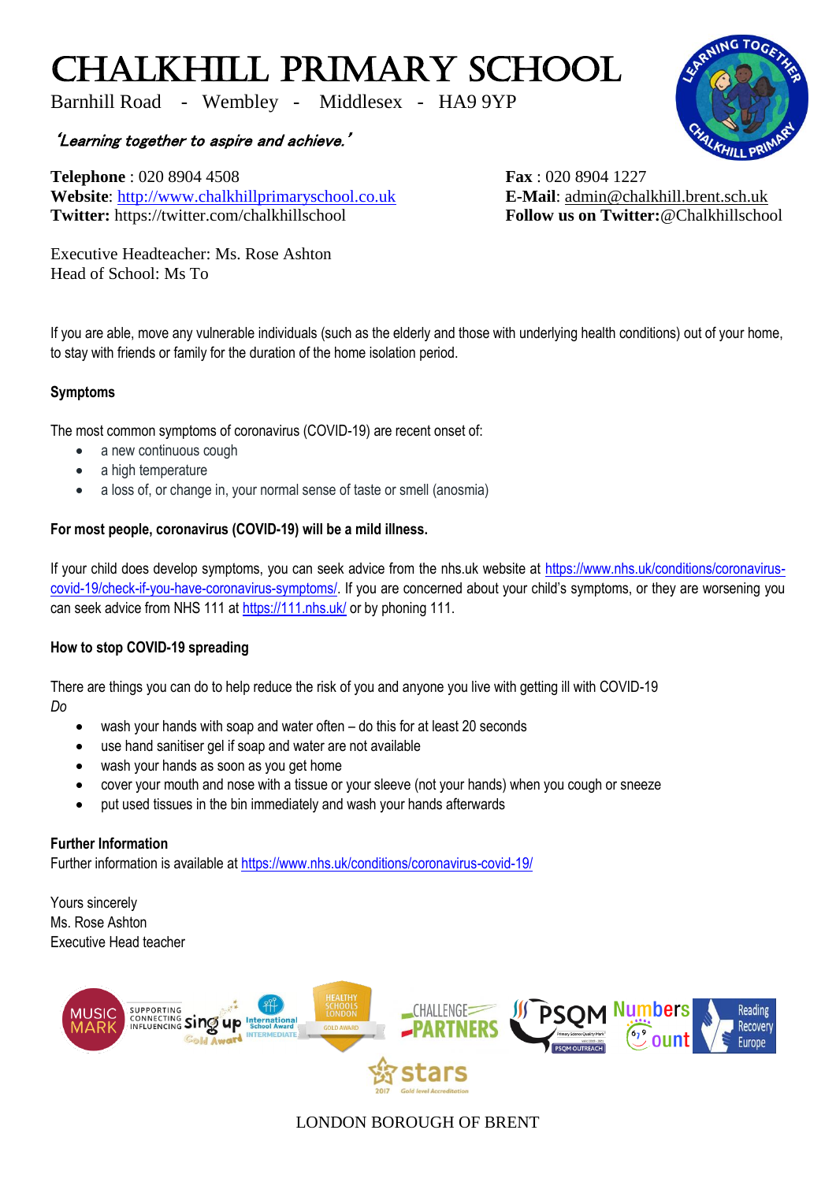# CHALKHILL PRIMARY SCHOOL

Barnhill Road - Wembley - Middlesex - HA9 9YP

*'Learning together to aspire and achieve.'*

**Telephone** : 020 8904 4508
**Website**: http://www.chalkhillprimaryschool.co.uk
**Twitter:** https://twitter.com/chalkhillschool

**Fax** : 020 8904 1227
**E-Mail**: admin@chalkhill.brent.sch.uk
**Follow us on Twitter:**@Chalkhillschool

Executive Headteacher: Ms. Rose Ashton
Head of School: Ms To

If you are able, move any vulnerable individuals (such as the elderly and those with underlying health conditions) out of your home, to stay with friends or family for the duration of the home isolation period.

**Symptoms**

The most common symptoms of coronavirus (COVID-19) are recent onset of:

- a new continuous cough
- a high temperature
- a loss of, or change in, your normal sense of taste or smell (anosmia)

**For most people, coronavirus (COVID-19) will be a mild illness.**

If your child does develop symptoms, you can seek advice from the nhs.uk website at https://www.nhs.uk/conditions/coronavirus-covid-19/check-if-you-have-coronavirus-symptoms/. If you are concerned about your child's symptoms, or they are worsening you can seek advice from NHS 111 at https://111.nhs.uk/ or by phoning 111.

**How to stop COVID-19 spreading**

There are things you can do to help reduce the risk of you and anyone you live with getting ill with COVID-19
*Do*

- wash your hands with soap and water often – do this for at least 20 seconds
- use hand sanitiser gel if soap and water are not available
- wash your hands as soon as you get home
- cover your mouth and nose with a tissue or your sleeve (not your hands) when you cough or sneeze
- put used tissues in the bin immediately and wash your hands afterwards

**Further Information**
Further information is available at https://www.nhs.uk/conditions/coronavirus-covid-19/

Yours sincerely
Ms. Rose Ashton
Executive Head teacher

LONDON BOROUGH OF BRENT